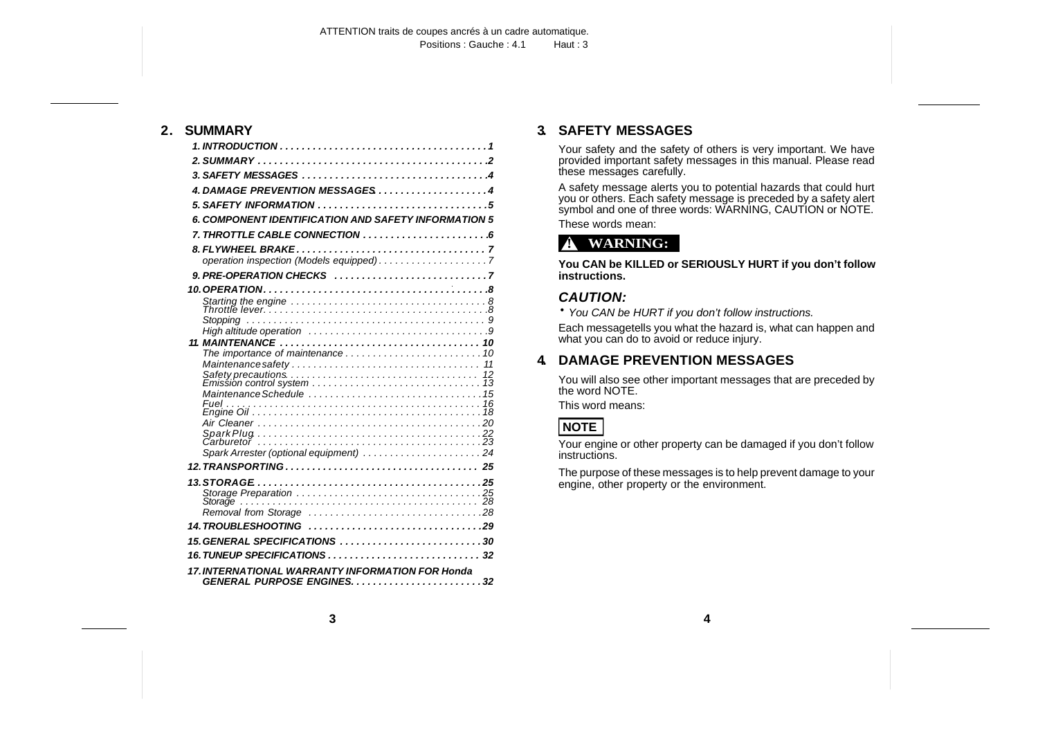## 2. SUMMARY

- ***1. INTRODUCTION*** ...................................... ***1***
- ***2. SUMMARY*** .......................................... ***2***
- ***3. SAFETY MESSAGES*** .................................. ***4***
- ***4. DAMAGE PREVENTION MESSAGES*** ........................ ***4***
- ***5. SAFETY INFORMATION*** ............................... ***5***
- ***6. COMPONENT IDENTIFICATION AND SAFETY INFORMATION 5***
- ***7. THROTTLE CABLE CONNECTION*** ........................ ***6***
- ***8. FLYWHEEL BRAKE*** ................................... ***7***
  - *operation inspection (Models equipped)* .................... *7*
- ***9. PRE-OPERATION CHECKS*** ............................ ***7***
- ***10. OPERATION*** ........................................ ***8***
  - *Starting the engine* ...................................... *8*
  - *Throttle lever* ........................................... *8*
  - *Stopping* ................................................. *9*
  - *High altitude operation* .................................. *9*
- ***11. MAINTENANCE*** ...................................... ***10***
  - *The importance of maintenance* ............................ *10*
  - *Maintenance safety* ....................................... *11*
  - *Safety precautions* ....................................... *12*
  - *Emission control system* .................................. *13*
  - *Maintenance Schedule* ..................................... *15*
  - *Fuel* ..................................................... *16*
  - *Engine Oil* ............................................... *18*
  - *Air Cleaner* .............................................. *20*
  - *Spark Plug* ............................................... *22*
  - *Carburetor* ............................................... *23*
  - *Spark Arrester (optional equipment)* ...................... *24*
- ***12. TRANSPORTING*** ..................................... ***25***
- ***13. STORAGE*** .......................................... ***25***
  - *Storage Preparation* ...................................... *25*
  - *Storage* .................................................. *28*
  - *Removal from Storage* ..................................... *28*
- ***14. TROUBLESHOOTING*** ................................. ***29***
- ***15. GENERAL SPECIFICATIONS*** ........................... ***30***
- ***16. TUNEUP SPECIFICATIONS*** ............................ ***32***
- ***17. INTERNATIONAL WARRANTY INFORMATION FOR Honda GENERAL PURPOSE ENGINES*** ........................ ***32***

## 3. SAFETY MESSAGES

Your safety and the safety of others is very important. We have provided important safety messages in this manual. Please read these messages carefully.

A safety message alerts you to potential hazards that could hurt you or others. Each safety message is preceded by a safety alert symbol and one of three words: WARNING, CAUTION or NOTE.

These words mean:

**⚠ WARNING:**

**You CAN be KILLED or SERIOUSLY HURT if you don't follow instructions.**

***CAUTION:***

- *You CAN be HURT if you don't follow instructions.*

Each messagetells you what the hazard is, what can happen and what you can do to avoid or reduce injury.

## 4. DAMAGE PREVENTION MESSAGES

You will also see other important messages that are preceded by the word NOTE.

This word means:

**NOTE**

Your engine or other property can be damaged if you don't follow instructions.

The purpose of these messages is to help prevent damage to your engine, other property or the environment.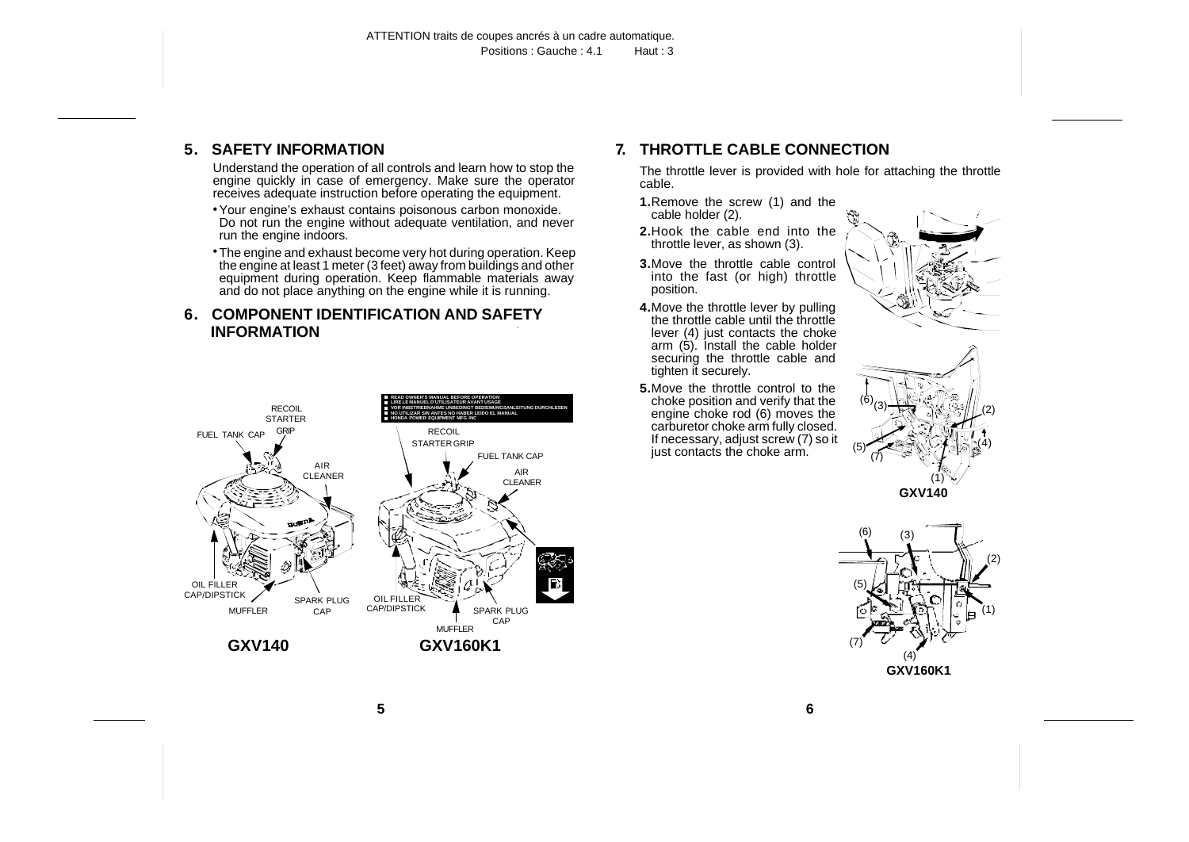## 5. SAFETY INFORMATION

Understand the operation of all controls and learn how to stop the engine quickly in case of emergency. Make sure the operator receives adequate instruction before operating the equipment.

- Your engine's exhaust contains poisonous carbon monoxide. Do not run the engine without adequate ventilation, and never run the engine indoors.
- The engine and exhaust become very hot during operation. Keep the engine at least 1 meter (3 feet) away from buildings and other equipment during operation. Keep flammable materials away and do not place anything on the engine while it is running.

## 6. COMPONENT IDENTIFICATION AND SAFETY INFORMATION

RECOIL STARTER GRIP
FUEL TANK CAP
AIR CLEANER
OIL FILLER CAP/DIPSTICK
SPARK PLUG CAP
MUFFLER

**GXV140**

- READ OWNER'S MANUAL BEFORE OPERATION
- LIRE LE MANUEL D'UTILISATEUR AVANT USAGE
- VOR INBETRIEBNAHME UNBEDINGT BEDIENUNGSANLEITUNG DURCHLESEN
- NO UTILIZAR SIN ANTES NO HABER LEIDO EL MANUAL
- HONDA POWER EQUIPMENT MFG INC

RECOIL STARTER GRIP
FUEL TANK CAP
AIR CLEANER
OIL FILLER CAP/DIPSTICK
SPARK PLUG CAP
MUFFLER

**GXV160K1**

## 7. THROTTLE CABLE CONNECTION

The throttle lever is provided with hole for attaching the throttle cable.

1. Remove the screw (1) and the cable holder (2).
2. Hook the cable end into the throttle lever, as shown (3).
3. Move the throttle cable control into the fast (or high) throttle position.
4. Move the throttle lever by pulling the throttle cable until the throttle lever (4) just contacts the choke arm (5). Install the cable holder securing the throttle cable and tighten it securely.
5. Move the throttle control to the choke position and verify that the engine choke rod (6) moves the carburetor choke arm fully closed. If necessary, adjust screw (7) so it just contacts the choke arm.

**GXV140**

**GXV160K1**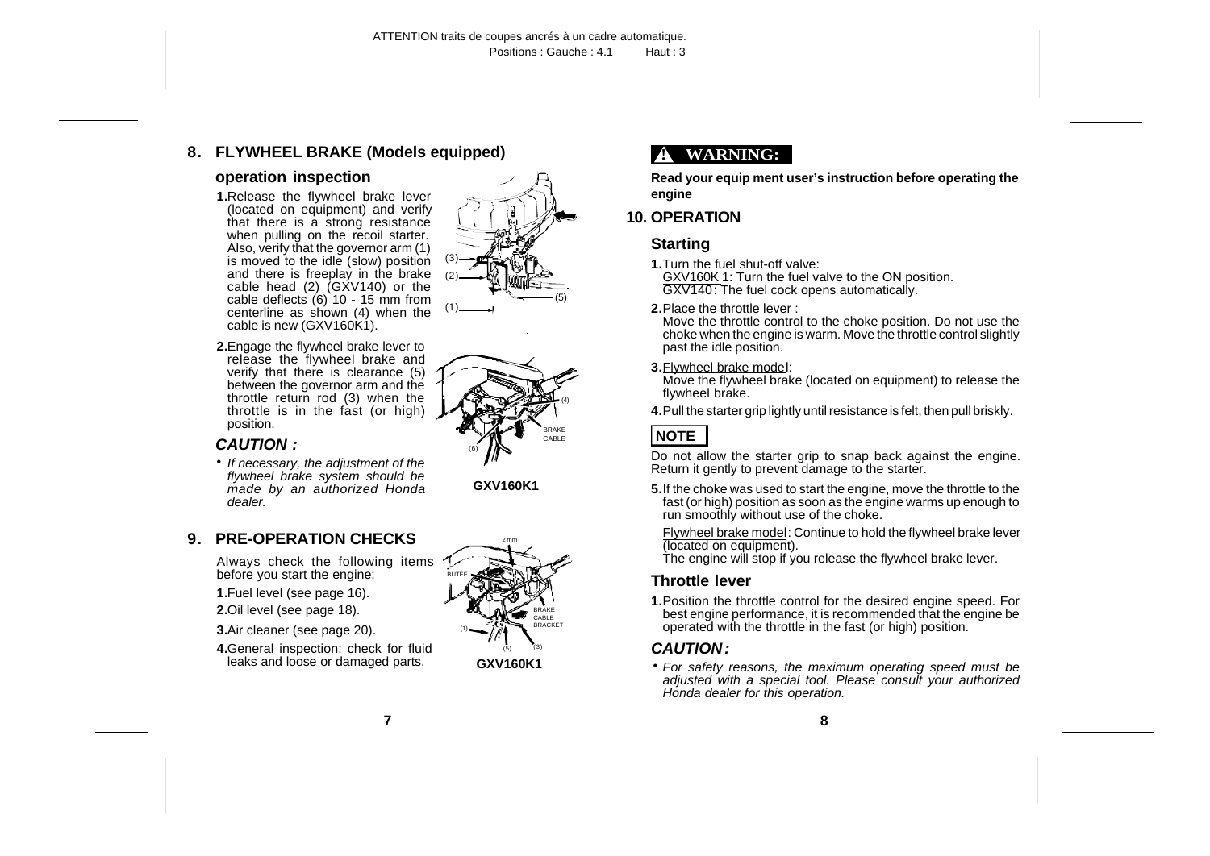## 8. FLYWHEEL BRAKE (Models equipped)

### operation inspection

1. Release the flywheel brake lever (located on equipment) and verify that there is a strong resistance when pulling on the recoil starter. Also, verify that the governor arm (1) is moved to the idle (slow) position and there is freeplay in the brake cable head (2) (GXV140) or the cable deflects (6) 10 - 15 mm from centerline as shown (4) when the cable is new (GXV160K1).

2. Engage the flywheel brake lever to release the flywheel brake and verify that there is clearance (5) between the governor arm and the throttle return rod (3) when the throttle is in the fast (or high) position.

### *CAUTION :*

- *If necessary, the adjustment of the flywheel brake system should be made by an authorized Honda dealer.*

GXV160K1

## 9. PRE-OPERATION CHECKS

Always check the following items before you start the engine:

1. Fuel level (see page 16).
2. Oil level (see page 18).
3. Air cleaner (see page 20).
4. General inspection: check for fluid leaks and loose or damaged parts.

GXV160K1

**⚠ WARNING:**

**Read your equip ment user's instruction before operating the engine**

## 10. OPERATION

### Starting

1. Turn the fuel shut-off valve:
   GXV160K 1: Turn the fuel valve to the ON position.
   GXV140: The fuel cock opens automatically.

2. Place the throttle lever :
   Move the throttle control to the choke position. Do not use the choke when the engine is warm. Move the throttle control slightly past the idle position.

3. Flywheel brake model:
   Move the flywheel brake (located on equipment) to release the flywheel brake.

4. Pull the starter grip lightly until resistance is felt, then pull briskly.

**NOTE**

Do not allow the starter grip to snap back against the engine. Return it gently to prevent damage to the starter.

5. If the choke was used to start the engine, move the throttle to the fast (or high) position as soon as the engine warms up enough to run smoothly without use of the choke.

   Flywheel brake model: Continue to hold the flywheel brake lever (located on equipment).
   The engine will stop if you release the flywheel brake lever.

### Throttle lever

1. Position the throttle control for the desired engine speed. For best engine performance, it is recommended that the engine be operated with the throttle in the fast (or high) position.

### *CAUTION :*

- *For safety reasons, the maximum operating speed must be adjusted with a special tool. Please consult your authorized Honda dealer for this operation.*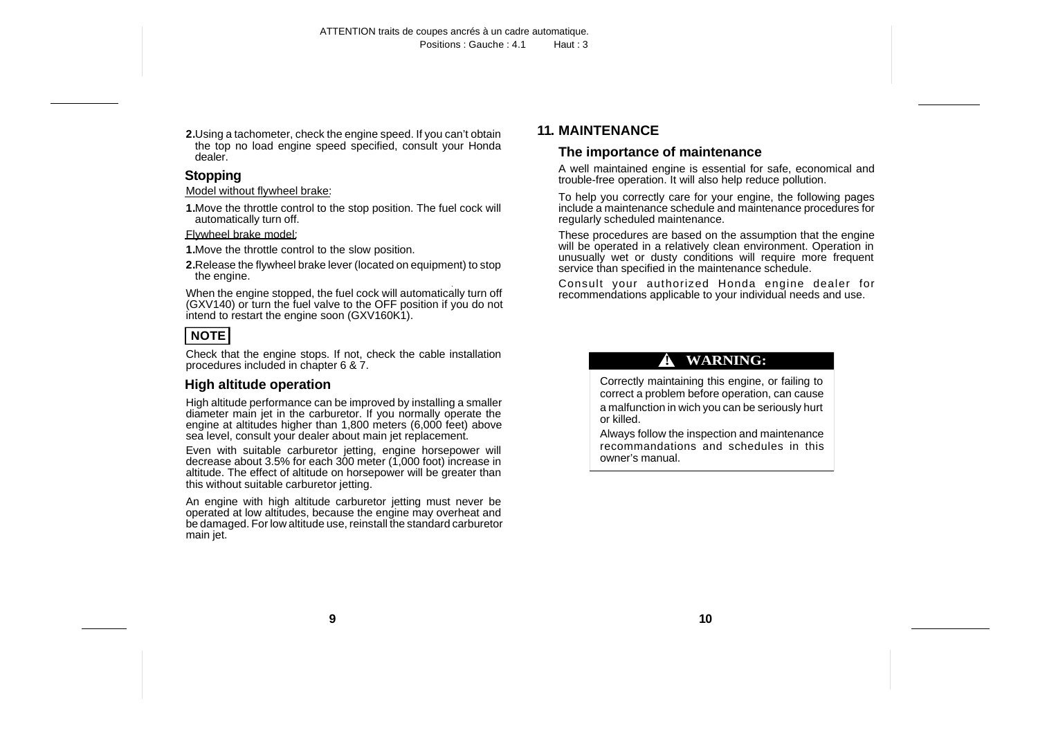2. Using a tachometer, check the engine speed. If you can't obtain the top no load engine speed specified, consult your Honda dealer.

### Stopping

Model without flywheel brake:

1. Move the throttle control to the stop position. The fuel cock will automatically turn off.

Flywheel brake model:

1. Move the throttle control to the slow position.
2. Release the flywheel brake lever (located on equipment) to stop the engine.

When the engine stopped, the fuel cock will automatically turn off (GXV140) or turn the fuel valve to the OFF position if you do not intend to restart the engine soon (GXV160K1).

**NOTE**

Check that the engine stops. If not, check the cable installation procedures included in chapter 6 & 7.

### High altitude operation

High altitude performance can be improved by installing a smaller diameter main jet in the carburetor. If you normally operate the engine at altitudes higher than 1,800 meters (6,000 feet) above sea level, consult your dealer about main jet replacement.

Even with suitable carburetor jetting, engine horsepower will decrease about 3.5% for each 300 meter (1,000 foot) increase in altitude. The effect of altitude on horsepower will be greater than this without suitable carburetor jetting.

An engine with high altitude carburetor jetting must never be operated at low altitudes, because the engine may overheat and be damaged. For low altitude use, reinstall the standard carburetor main jet.

## 11. MAINTENANCE

### The importance of maintenance

A well maintained engine is essential for safe, economical and trouble-free operation. It will also help reduce pollution.

To help you correctly care for your engine, the following pages include a maintenance schedule and maintenance procedures for regularly scheduled maintenance.

These procedures are based on the assumption that the engine will be operated in a relatively clean environment. Operation in unusually wet or dusty conditions will require more frequent service than specified in the maintenance schedule.

Consult your authorized Honda engine dealer for recommendations applicable to your individual needs and use.

**⚠ WARNING:**

Correctly maintaining this engine, or failing to correct a problem before operation, can cause a malfunction in wich you can be seriously hurt or killed.

Always follow the inspection and maintenance recommandations and schedules in this owner's manual.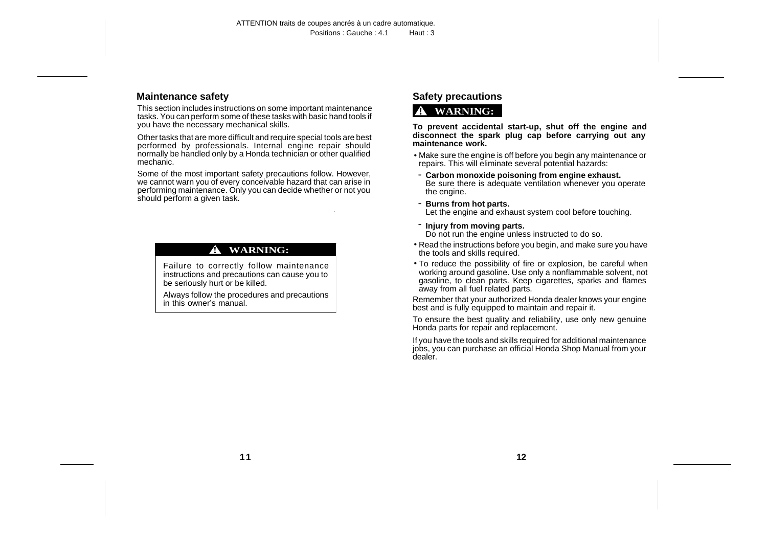## Maintenance safety

This section includes instructions on some important maintenance tasks. You can perform some of these tasks with basic hand tools if you have the necessary mechanical skills.

Other tasks that are more difficult and require special tools are best performed by professionals. Internal engine repair should normally be handled only by a Honda technician or other qualified mechanic.

Some of the most important safety precautions follow. However, we cannot warn you of every conceivable hazard that can arise in performing maintenance. Only you can decide whether or not you should perform a given task.

> ⚠ **WARNING:**
>
> Failure to correctly follow maintenance instructions and precautions can cause you to be seriously hurt or be killed.
>
> Always follow the procedures and precautions in this owner's manual.

## Safety precautions

⚠ **WARNING:**

**To prevent accidental start-up, shut off the engine and disconnect the spark plug cap before carrying out any maintenance work.**

- Make sure the engine is off before you begin any maintenance or repairs. This will eliminate several potential hazards:
  - **Carbon monoxide poisoning from engine exhaust.** Be sure there is adequate ventilation whenever you operate the engine.
  - **Burns from hot parts.** Let the engine and exhaust system cool before touching.
  - **Injury from moving parts.** Do not run the engine unless instructed to do so.
- Read the instructions before you begin, and make sure you have the tools and skills required.
- To reduce the possibility of fire or explosion, be careful when working around gasoline. Use only a nonflammable solvent, not gasoline, to clean parts. Keep cigarettes, sparks and flames away from all fuel related parts.

Remember that your authorized Honda dealer knows your engine best and is fully equipped to maintain and repair it.

To ensure the best quality and reliability, use only new genuine Honda parts for repair and replacement.

If you have the tools and skills required for additional maintenance jobs, you can purchase an official Honda Shop Manual from your dealer.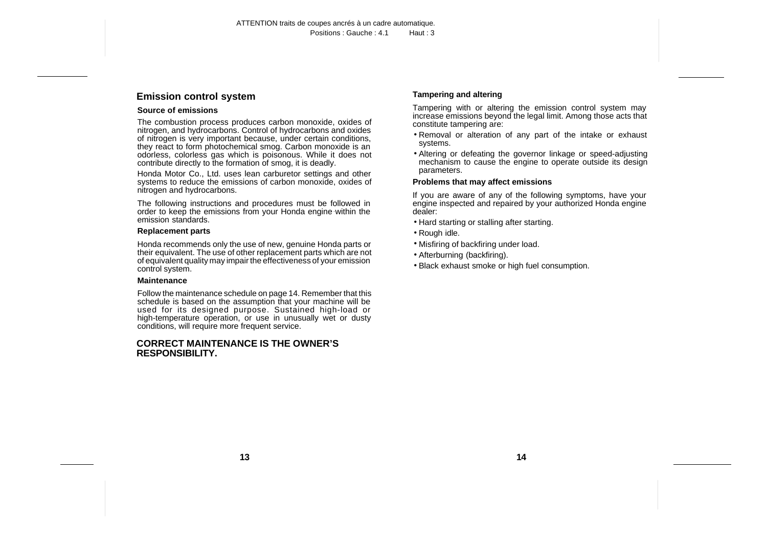## Emission control system

### Source of emissions

The combustion process produces carbon monoxide, oxides of nitrogen, and hydrocarbons. Control of hydrocarbons and oxides of nitrogen is very important because, under certain conditions, they react to form photochemical smog. Carbon monoxide is an odorless, colorless gas which is poisonous. While it does not contribute directly to the formation of smog, it is deadly.

Honda Motor Co., Ltd. uses lean carburetor settings and other systems to reduce the emissions of carbon monoxide, oxides of nitrogen and hydrocarbons.

The following instructions and procedures must be followed in order to keep the emissions from your Honda engine within the emission standards.

### Replacement parts

Honda recommends only the use of new, genuine Honda parts or their equivalent. The use of other replacement parts which are not of equivalent quality may impair the effectiveness of your emission control system.

### Maintenance

Follow the maintenance schedule on page 14. Remember that this schedule is based on the assumption that your machine will be used for its designed purpose. Sustained high-load or high-temperature operation, or use in unusually wet or dusty conditions, will require more frequent service.

**CORRECT MAINTENANCE IS THE OWNER'S RESPONSIBILITY.**

### Tampering and altering

Tampering with or altering the emission control system may increase emissions beyond the legal limit. Among those acts that constitute tampering are:

- Removal or alteration of any part of the intake or exhaust systems.
- Altering or defeating the governor linkage or speed-adjusting mechanism to cause the engine to operate outside its design parameters.

### Problems that may affect emissions

If you are aware of any of the following symptoms, have your engine inspected and repaired by your authorized Honda engine dealer:

- Hard starting or stalling after starting.
- Rough idle.
- Misfiring of backfiring under load.
- Afterburning (backfiring).
- Black exhaust smoke or high fuel consumption.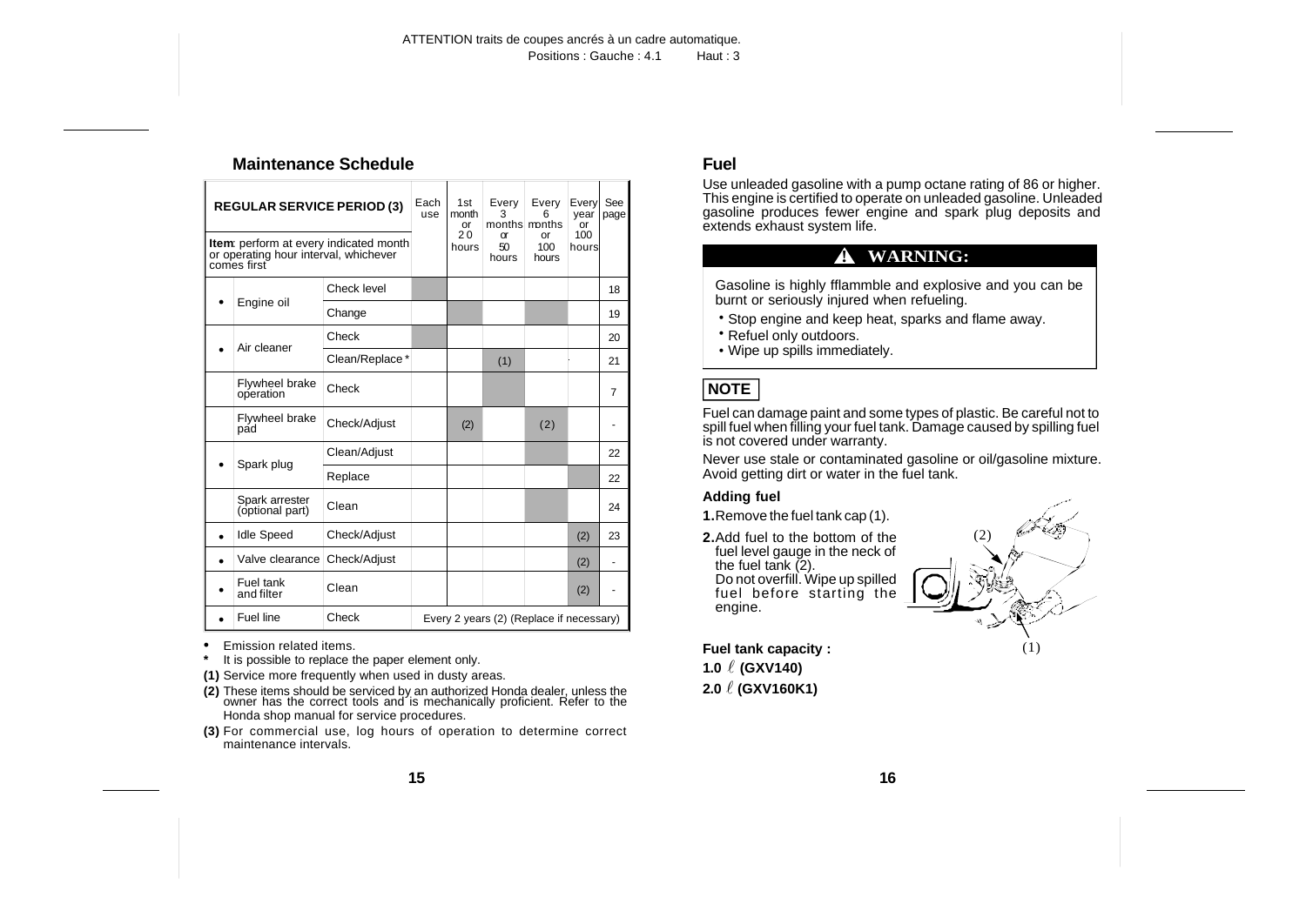## Maintenance Schedule

| REGULAR SERVICE PERIOD (3)<br>**Item**: perform at every indicated month or operating hour interval, whichever comes first | | | Each use | 1st month or 20 hours | Every 3 months or 50 hours | Every 6 months or 100 hours | Every year or 100 hours | See page |
|---|---|---|---|---|---|---|---|---|
| • | Engine oil | Check level | ■ | | | | | 18 |
| | | Change | | ■ | | ■ | | 19 |
| • | Air cleaner | Check | ■ | | | | | 20 |
| | | Clean/Replace * | | | ■ (1) | | | 21 |
| | Flywheel brake operation | Check | | | ■ | | | 7 |
| | Flywheel brake pad | Check/Adjust | | (2) | | (2) | | - |
| • | Spark plug | Clean/Adjust | | | | ■ | | 22 |
| | | Replace | | | | | ■ | 22 |
| | Spark arrester (optional part) | Clean | | | | ■ | | 24 |
| • | Idle Speed | Check/Adjust | | | | | (2) | 23 |
| • | Valve clearance | Check/Adjust | | | | | (2) | - |
| • | Fuel tank and filter | Clean | | | | | (2) | - |
| • | Fuel line | Check | Every 2 years (2) (Replace if necessary) | | | | | |

- • Emission related items.
- * It is possible to replace the paper element only.
- **(1)** Service more frequently when used in dusty areas.
- **(2)** These items should be serviced by an authorized Honda dealer, unless the owner has the correct tools and is mechanically proficient. Refer to the Honda shop manual for service procedures.
- **(3)** For commercial use, log hours of operation to determine correct maintenance intervals.

## Fuel

Use unleaded gasoline with a pump octane rating of 86 or higher. This engine is certified to operate on unleaded gasoline. Unleaded gasoline produces fewer engine and spark plug deposits and extends exhaust system life.

**⚠ WARNING:**

Gasoline is highly fflammble and explosive and you can be burnt or seriously injured when refueling.

- Stop engine and keep heat, sparks and flame away.
- Refuel only outdoors.
- Wipe up spills immediately.

**NOTE**

Fuel can damage paint and some types of plastic. Be careful not to spill fuel when filling your fuel tank. Damage caused by spilling fuel is not covered under warranty.

Never use stale or contaminated gasoline or oil/gasoline mixture. Avoid getting dirt or water in the fuel tank.

### Adding fuel

**1.** Remove the fuel tank cap (1).

**2.** Add fuel to the bottom of the fuel level gauge in the neck of the fuel tank (2).
Do not overfill. Wipe up spilled fuel before starting the engine.

(2)

(1)

**Fuel tank capacity :**

**1.0 ℓ (GXV140)**

**2.0 ℓ (GXV160K1)**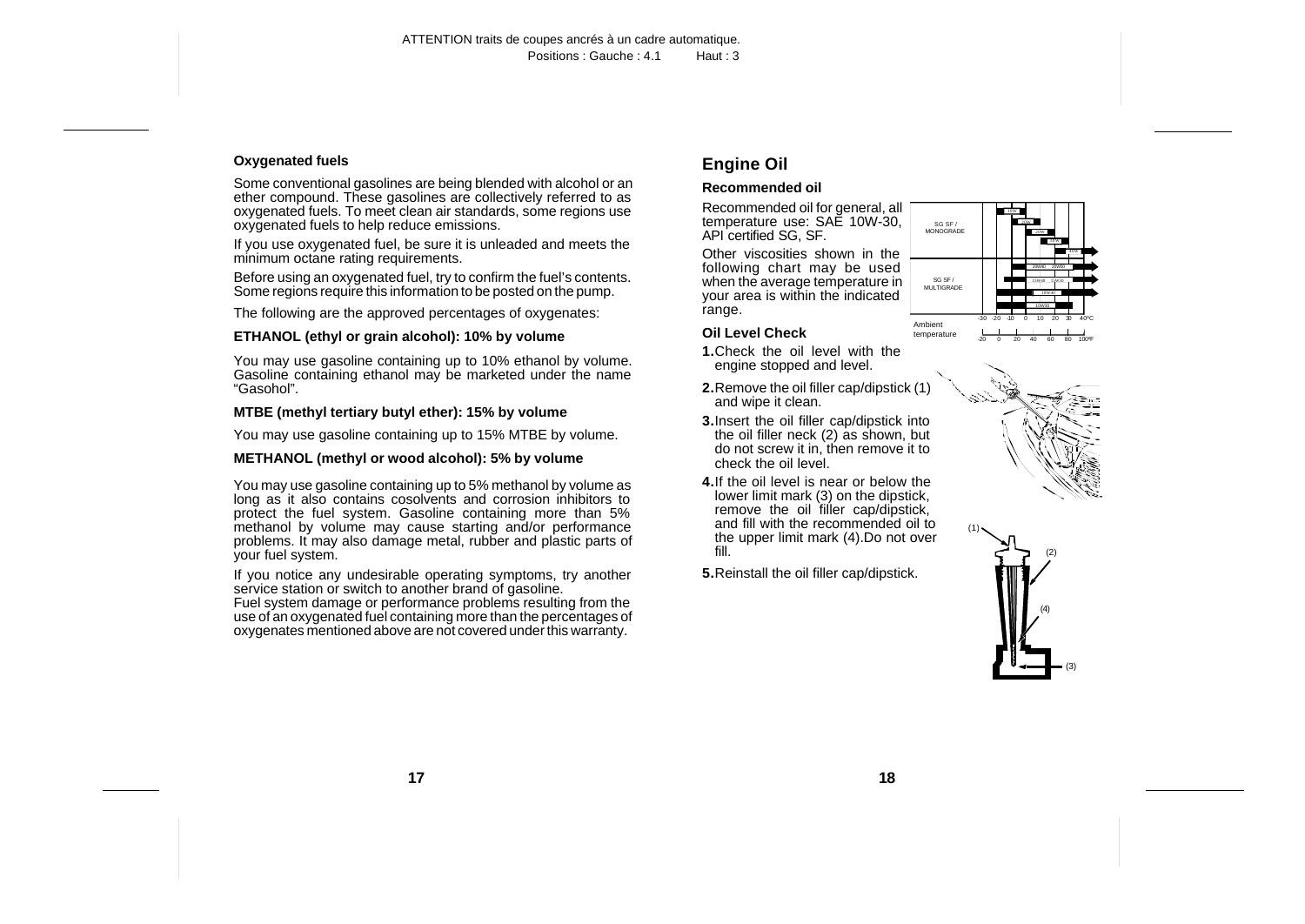### Oxygenated fuels

Some conventional gasolines are being blended with alcohol or an ether compound. These gasolines are collectively referred to as oxygenated fuels. To meet clean air standards, some regions use oxygenated fuels to help reduce emissions.

If you use oxygenated fuel, be sure it is unleaded and meets the minimum octane rating requirements.

Before using an oxygenated fuel, try to confirm the fuel's contents. Some regions require this information to be posted on the pump.

The following are the approved percentages of oxygenates:

#### ETHANOL (ethyl or grain alcohol): 10% by volume

You may use gasoline containing up to 10% ethanol by volume. Gasoline containing ethanol may be marketed under the name "Gasohol".

#### MTBE (methyl tertiary butyl ether): 15% by volume

You may use gasoline containing up to 15% MTBE by volume.

#### METHANOL (methyl or wood alcohol): 5% by volume

You may use gasoline containing up to 5% methanol by volume as long as it also contains cosolvents and corrosion inhibitors to protect the fuel system. Gasoline containing more than 5% methanol by volume may cause starting and/or performance problems. It may also damage metal, rubber and plastic parts of your fuel system.

If you notice any undesirable operating symptoms, try another service station or switch to another brand of gasoline.
Fuel system damage or performance problems resulting from the use of an oxygenated fuel containing more than the percentages of oxygenates mentioned above are not covered under this warranty.

## Engine Oil

### Recommended oil

Recommended oil for general, all temperature use: SAE 10W-30, API certified SG, SF.

Other viscosities shown in the following chart may be used when the average temperature in your area is within the indicated range.

SG SF / MONOGRADE

SG SF / MULTIGRADE

Ambient temperature

-30 -20 -10 0 10 20 30 40ºC

-20 0 20 40 60 80 100ºF

### Oil Level Check

**1.** Check the oil level with the engine stopped and level.

**2.** Remove the oil filler cap/dipstick (1) and wipe it clean.

**3.** Insert the oil filler cap/dipstick into the oil filler neck (2) as shown, but do not screw it in, then remove it to check the oil level.

**4.** If the oil level is near or below the lower limit mark (3) on the dipstick, remove the oil filler cap/dipstick, and fill with the recommended oil to the upper limit mark (4).Do not over fill.

**5.** Reinstall the oil filler cap/dipstick.

(1)

(2)

(4)

(3)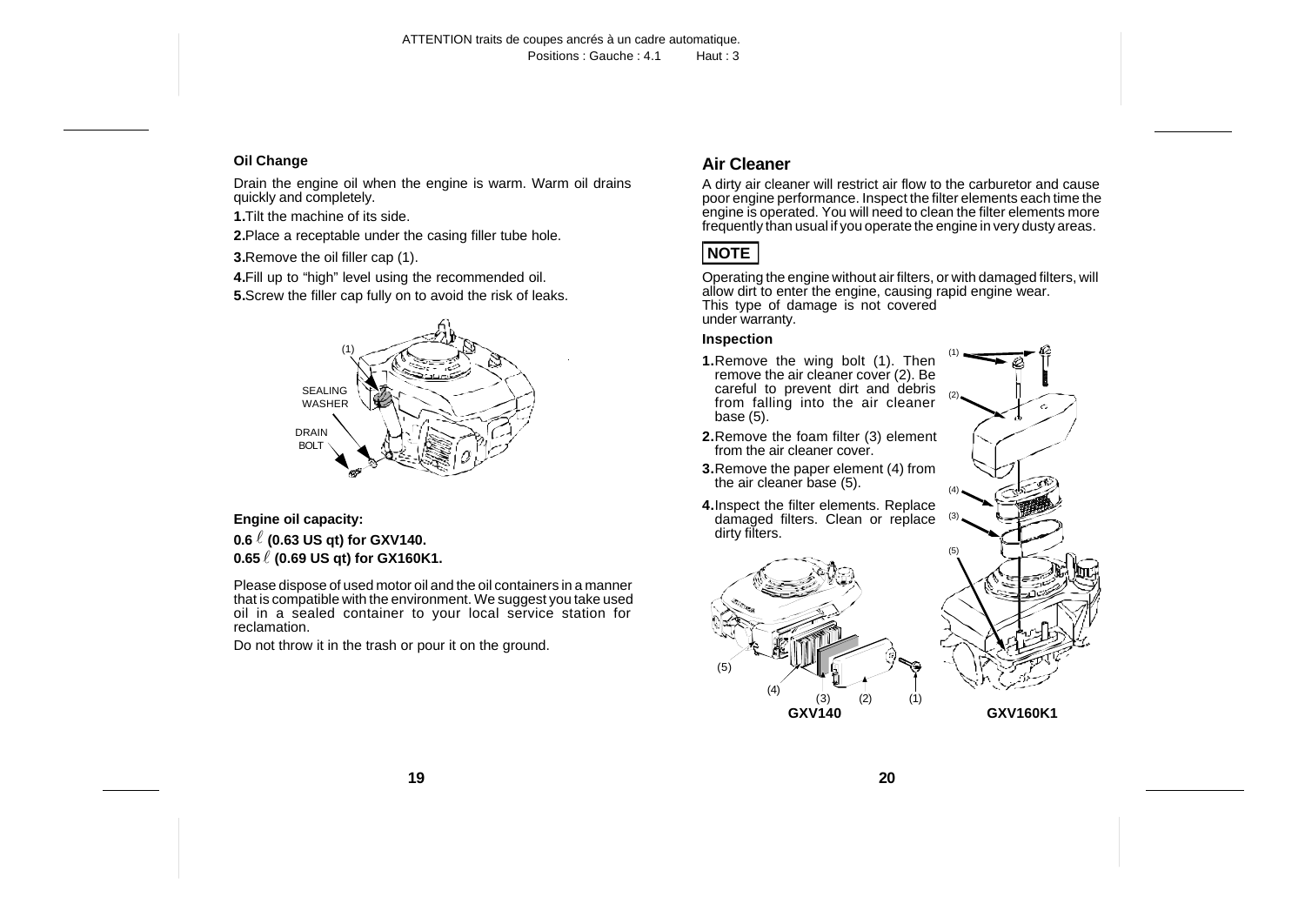### Oil Change

Drain the engine oil when the engine is warm. Warm oil drains quickly and completely.

**1.** Tilt the machine of its side.

**2.** Place a receptable under the casing filler tube hole.

**3.** Remove the oil filler cap (1).

**4.** Fill up to “high” level using the recommended oil.

**5.** Screw the filler cap fully on to avoid the risk of leaks.

(1)

SEALING WASHER

DRAIN BOLT

**Engine oil capacity:**

**0.6 ℓ (0.63 US qt) for GXV140.**
**0.65 ℓ (0.69 US qt) for GX160K1.**

Please dispose of used motor oil and the oil containers in a manner that is compatible with the environment. We suggest you take used oil in a sealed container to your local service station for reclamation.

Do not throw it in the trash or pour it on the ground.

## Air Cleaner

A dirty air cleaner will restrict air flow to the carburetor and cause poor engine performance. Inspect the filter elements each time the engine is operated. You will need to clean the filter elements more frequently than usual if you operate the engine in very dusty areas.

**NOTE**

Operating the engine without air filters, or with damaged filters, will allow dirt to enter the engine, causing rapid engine wear.
This type of damage is not covered under warranty.

### Inspection

**1.** Remove the wing bolt (1). Then remove the air cleaner cover (2). Be careful to prevent dirt and debris from falling into the air cleaner base (5).

**2.** Remove the foam filter (3) element from the air cleaner cover.

**3.** Remove the paper element (4) from the air cleaner base (5).

**4.** Inspect the filter elements. Replace damaged filters. Clean or replace dirty filters.

(1) (2) (3) (4) (5)

GXV140

GXV160K1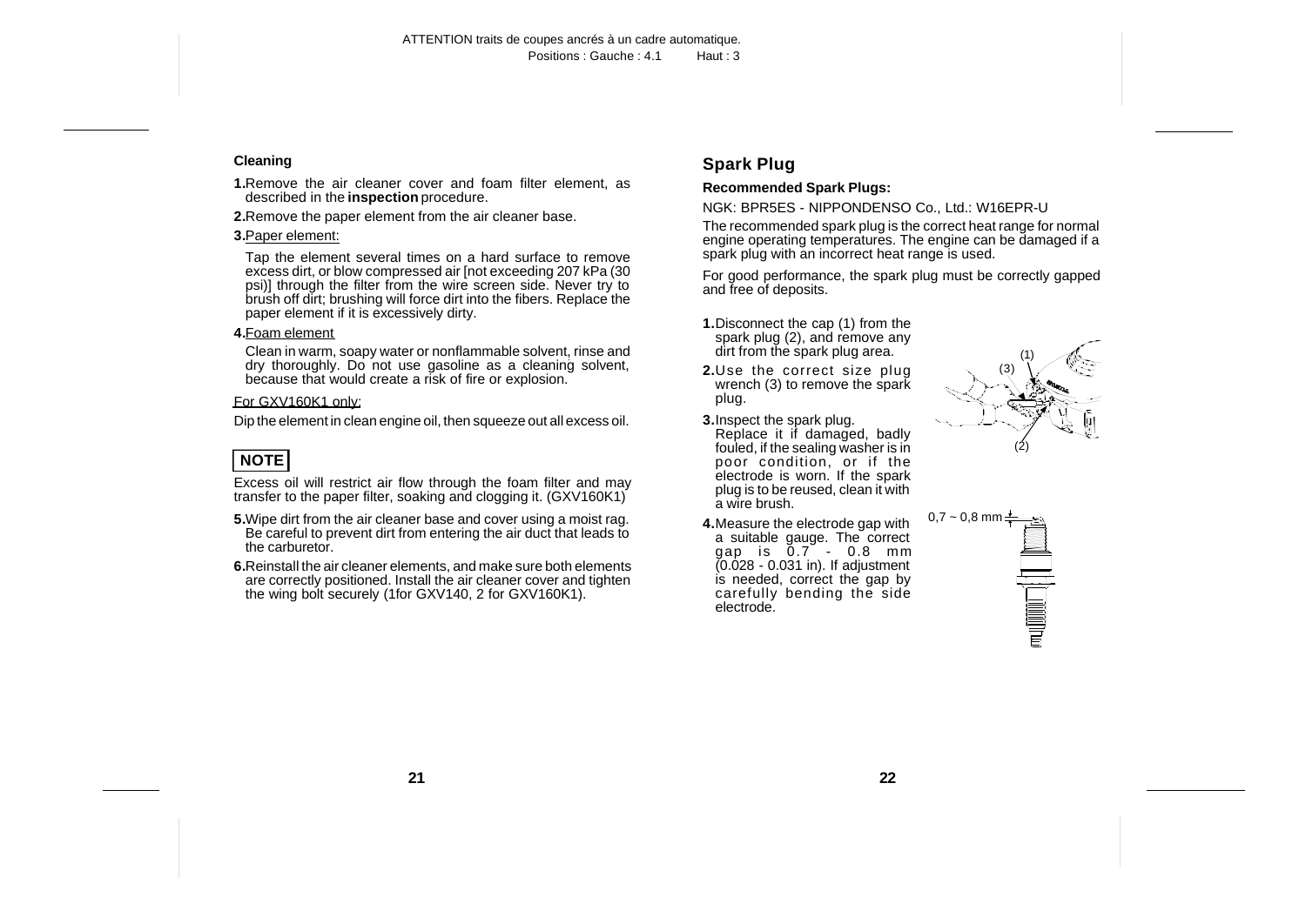**Cleaning**

**1.** Remove the air cleaner cover and foam filter element, as described in the **inspection** procedure.

**2.** Remove the paper element from the air cleaner base.

**3.** Paper element:

Tap the element several times on a hard surface to remove excess dirt, or blow compressed air [not exceeding 207 kPa (30 psi)] through the filter from the wire screen side. Never try to brush off dirt; brushing will force dirt into the fibers. Replace the paper element if it is excessively dirty.

**4.** Foam element

Clean in warm, soapy water or nonflammable solvent, rinse and dry thoroughly. Do not use gasoline as a cleaning solvent, because that would create a risk of fire or explosion.

For GXV160K1 only:

Dip the element in clean engine oil, then squeeze out all excess oil.

**NOTE**

Excess oil will restrict air flow through the foam filter and may transfer to the paper filter, soaking and clogging it. (GXV160K1)

**5.** Wipe dirt from the air cleaner base and cover using a moist rag. Be careful to prevent dirt from entering the air duct that leads to the carburetor.

**6.** Reinstall the air cleaner elements, and make sure both elements are correctly positioned. Install the air cleaner cover and tighten the wing bolt securely (1for GXV140, 2 for GXV160K1).

## Spark Plug

**Recommended Spark Plugs:**

NGK: BPR5ES - NIPPONDENSO Co., Ltd.: W16EPR-U

The recommended spark plug is the correct heat range for normal engine operating temperatures. The engine can be damaged if a spark plug with an incorrect heat range is used.

For good performance, the spark plug must be correctly gapped and free of deposits.

**1.** Disconnect the cap (1) from the spark plug (2), and remove any dirt from the spark plug area.

**2.** Use the correct size plug wrench (3) to remove the spark plug.

**3.** Inspect the spark plug. Replace it if damaged, badly fouled, if the sealing washer is in poor condition, or if the electrode is worn. If the spark plug is to be reused, clean it with a wire brush.

**4.** Measure the electrode gap with a suitable gauge. The correct gap is 0.7 - 0.8 mm (0.028 - 0.031 in). If adjustment is needed, correct the gap by carefully bending the side electrode.

0,7 ~ 0,8 mm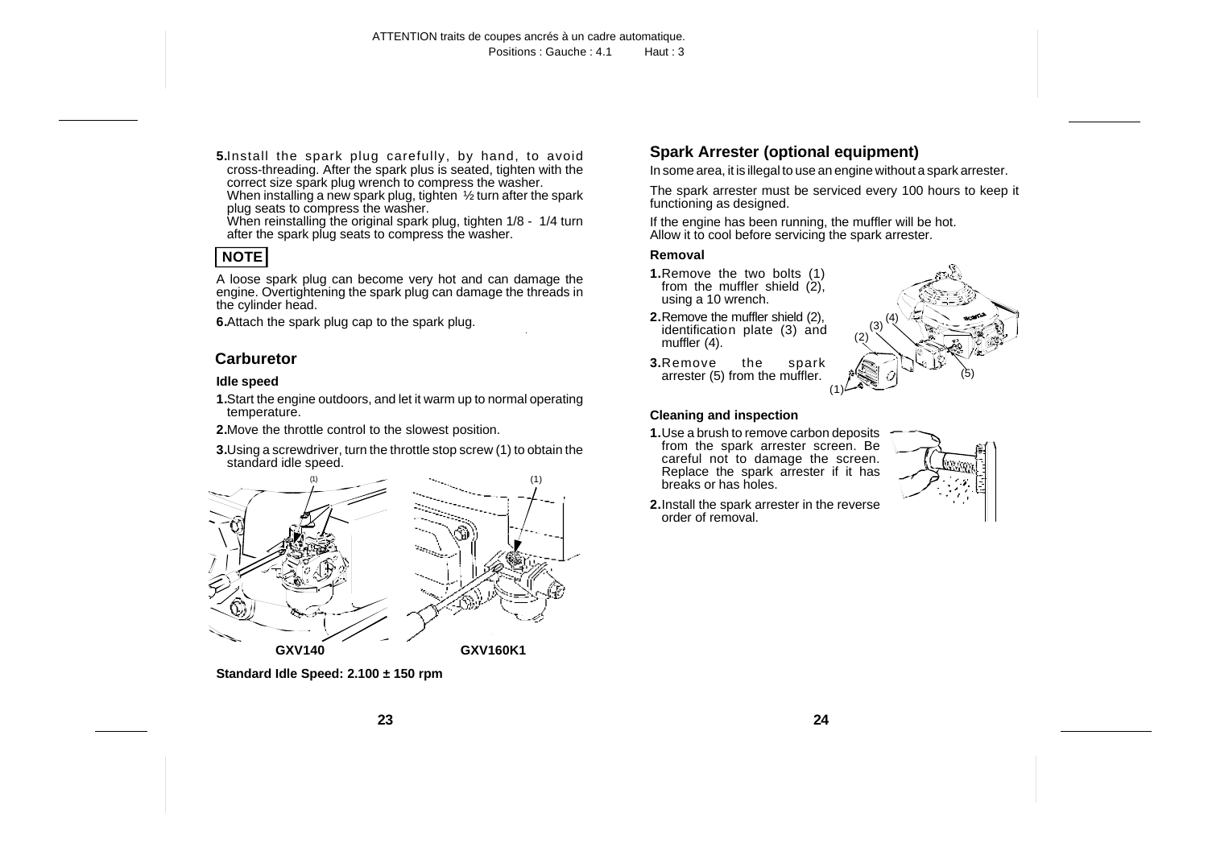**5.** Install the spark plug carefully, by hand, to avoid cross-threading. After the spark plus is seated, tighten with the correct size spark plug wrench to compress the washer.
When installing a new spark plug, tighten ½ turn after the spark plug seats to compress the washer.
When reinstalling the original spark plug, tighten 1/8 - 1/4 turn after the spark plug seats to compress the washer.

**NOTE**

A loose spark plug can become very hot and can damage the engine. Overtightening the spark plug can damage the threads in the cylinder head.

**6.** Attach the spark plug cap to the spark plug.

## Carburetor

### Idle speed

**1.** Start the engine outdoors, and let it warm up to normal operating temperature.

**2.** Move the throttle control to the slowest position.

**3.** Using a screwdriver, turn the throttle stop screw (1) to obtain the standard idle speed.

(1) (1)

**GXV140** **GXV160K1**

**Standard Idle Speed: 2.100 ± 150 rpm**

## Spark Arrester (optional equipment)

In some area, it is illegal to use an engine without a spark arrester.

The spark arrester must be serviced every 100 hours to keep it functioning as designed.

If the engine has been running, the muffler will be hot.
Allow it to cool before servicing the spark arrester.

### Removal

**1.** Remove the two bolts (1) from the muffler shield (2), using a 10 wrench.

**2.** Remove the muffler shield (2), identification plate (3) and muffler (4).

**3.** Remove the spark arrester (5) from the muffler.

(1) (2) (3) (4) (5)

### Cleaning and inspection

**1.** Use a brush to remove carbon deposits from the spark arrester screen. Be careful not to damage the screen. Replace the spark arrester if it has breaks or has holes.

**2.** Install the spark arrester in the reverse order of removal.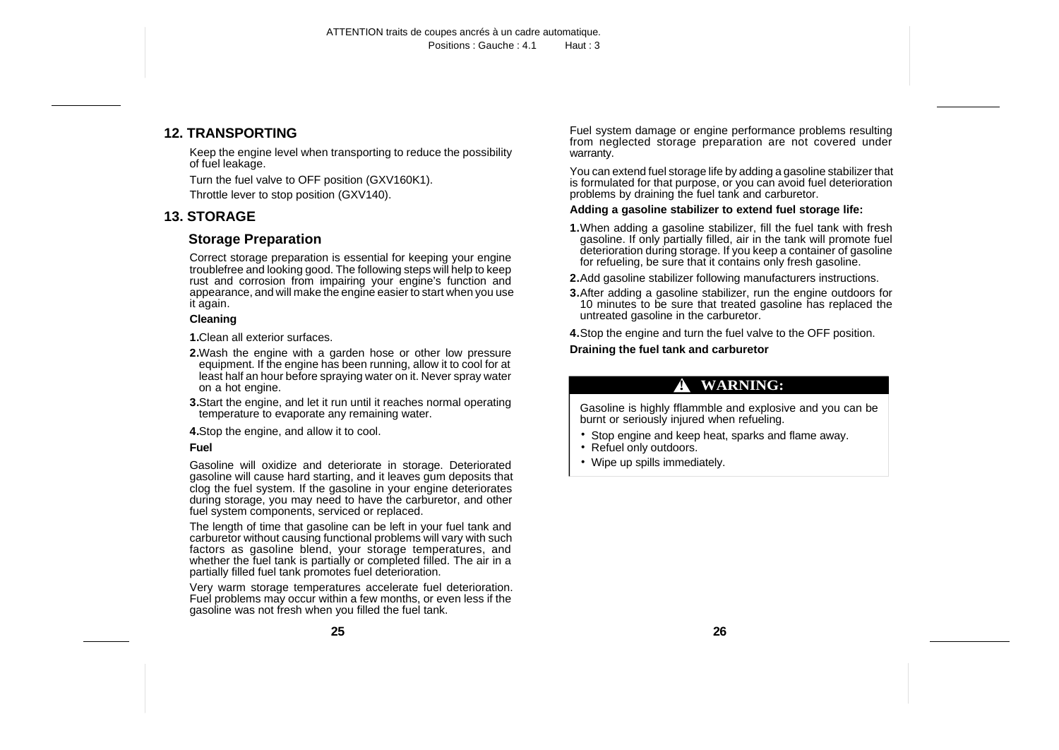## 12. TRANSPORTING

Keep the engine level when transporting to reduce the possibility of fuel leakage.

Turn the fuel valve to OFF position (GXV160K1).

Throttle lever to stop position (GXV140).

## 13. STORAGE

### Storage Preparation

Correct storage preparation is essential for keeping your engine troublefree and looking good. The following steps will help to keep rust and corrosion from impairing your engine's function and appearance, and will make the engine easier to start when you use it again.

**Cleaning**

**1.** Clean all exterior surfaces.

**2.** Wash the engine with a garden hose or other low pressure equipment. If the engine has been running, allow it to cool for at least half an hour before spraying water on it. Never spray water on a hot engine.

**3.** Start the engine, and let it run until it reaches normal operating temperature to evaporate any remaining water.

**4.** Stop the engine, and allow it to cool.

**Fuel**

Gasoline will oxidize and deteriorate in storage. Deteriorated gasoline will cause hard starting, and it leaves gum deposits that clog the fuel system. If the gasoline in your engine deteriorates during storage, you may need to have the carburetor, and other fuel system components, serviced or replaced.

The length of time that gasoline can be left in your fuel tank and carburetor without causing functional problems will vary with such factors as gasoline blend, your storage temperatures, and whether the fuel tank is partially or completed filled. The air in a partially filled fuel tank promotes fuel deterioration.

Very warm storage temperatures accelerate fuel deterioration. Fuel problems may occur within a few months, or even less if the gasoline was not fresh when you filled the fuel tank.

Fuel system damage or engine performance problems resulting from neglected storage preparation are not covered under warranty.

You can extend fuel storage life by adding a gasoline stabilizer that is formulated for that purpose, or you can avoid fuel deterioration problems by draining the fuel tank and carburetor.

**Adding a gasoline stabilizer to extend fuel storage life:**

**1.** When adding a gasoline stabilizer, fill the fuel tank with fresh gasoline. If only partially filled, air in the tank will promote fuel deterioration during storage. If you keep a container of gasoline for refueling, be sure that it contains only fresh gasoline.

**2.** Add gasoline stabilizer following manufacturers instructions.

**3.** After adding a gasoline stabilizer, run the engine outdoors for 10 minutes to be sure that treated gasoline has replaced the untreated gasoline in the carburetor.

**4.** Stop the engine and turn the fuel valve to the OFF position.

**Draining the fuel tank and carburetor**

> **⚠ WARNING:**
>
> Gasoline is highly fflammble and explosive and you can be burnt or seriously injured when refueling.
>
> - Stop engine and keep heat, sparks and flame away.
> - Refuel only outdoors.
> - Wipe up spills immediately.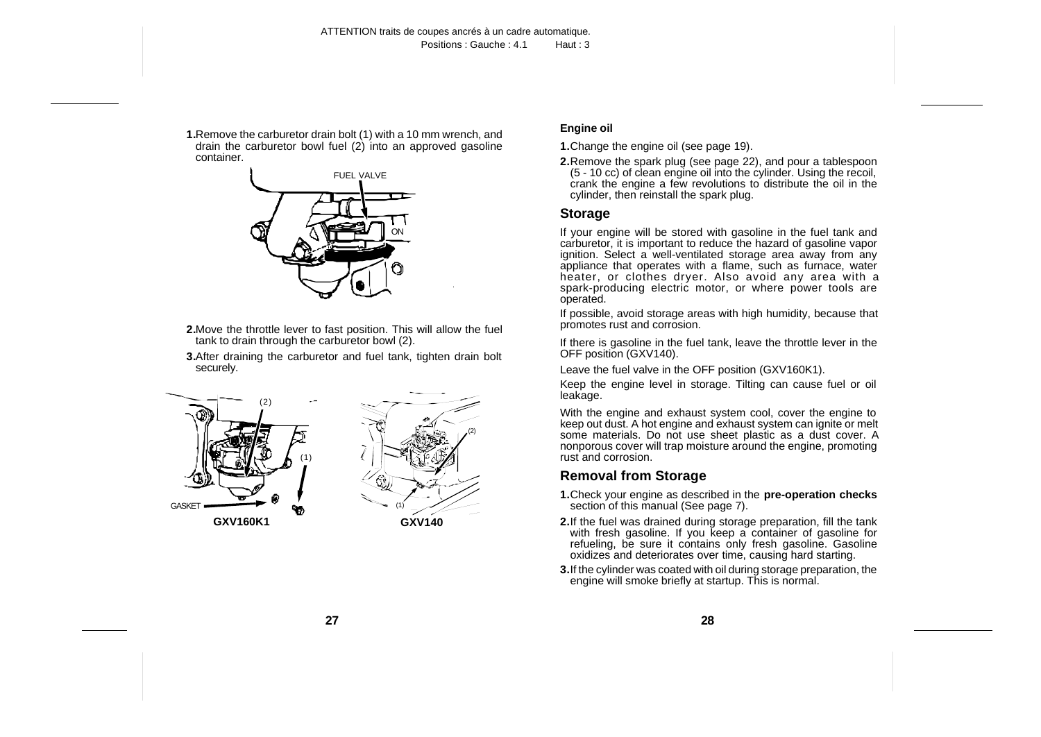**1.** Remove the carburetor drain bolt (1) with a 10 mm wrench, and drain the carburetor bowl fuel (2) into an approved gasoline container.

FUEL VALVE

ON

**2.** Move the throttle lever to fast position. This will allow the fuel tank to drain through the carburetor bowl (2).

**3.** After draining the carburetor and fuel tank, tighten drain bolt securely.

(2) (1) GASKET

**GXV160K1**

(2) (1)

**GXV140**

**Engine oil**

**1.** Change the engine oil (see page 19).

**2.** Remove the spark plug (see page 22), and pour a tablespoon (5 - 10 cc) of clean engine oil into the cylinder. Using the recoil, crank the engine a few revolutions to distribute the oil in the cylinder, then reinstall the spark plug.

## Storage

If your engine will be stored with gasoline in the fuel tank and carburetor, it is important to reduce the hazard of gasoline vapor ignition. Select a well-ventilated storage area away from any appliance that operates with a flame, such as furnace, water heater, or clothes dryer. Also avoid any area with a spark-producing electric motor, or where power tools are operated.

If possible, avoid storage areas with high humidity, because that promotes rust and corrosion.

If there is gasoline in the fuel tank, leave the throttle lever in the OFF position (GXV140).

Leave the fuel valve in the OFF position (GXV160K1).

Keep the engine level in storage. Tilting can cause fuel or oil leakage.

With the engine and exhaust system cool, cover the engine to keep out dust. A hot engine and exhaust system can ignite or melt some materials. Do not use sheet plastic as a dust cover. A nonporous cover will trap moisture around the engine, promoting rust and corrosion.

## Removal from Storage

**1.** Check your engine as described in the **pre-operation checks** section of this manual (See page 7).

**2.** If the fuel was drained during storage preparation, fill the tank with fresh gasoline. If you keep a container of gasoline for refueling, be sure it contains only fresh gasoline. Gasoline oxidizes and deteriorates over time, causing hard starting.

**3.** If the cylinder was coated with oil during storage preparation, the engine will smoke briefly at startup. This is normal.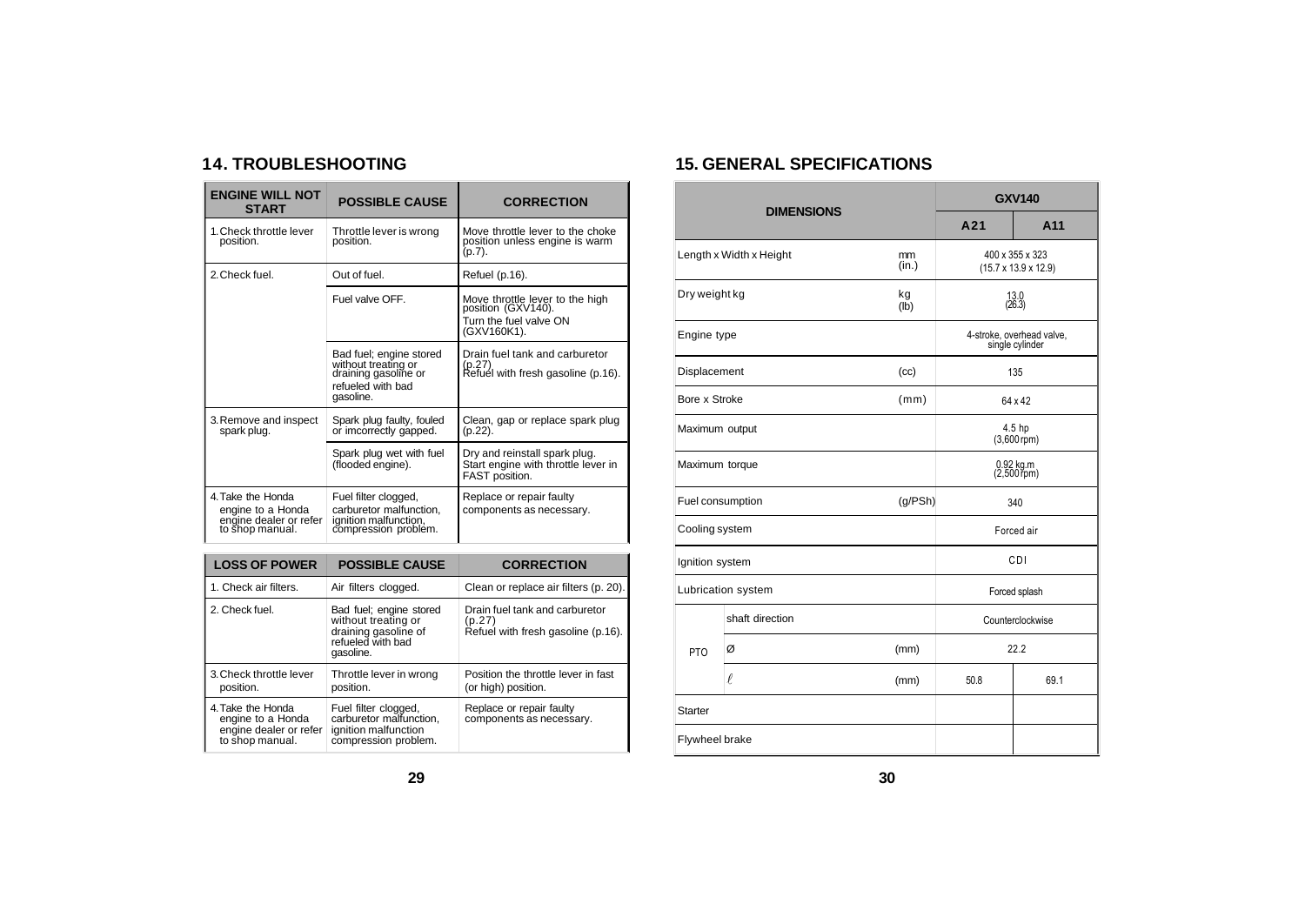## 14. TROUBLESHOOTING

| ENGINE WILL NOT START | POSSIBLE CAUSE | CORRECTION |
|---|---|---|
| 1. Check throttle lever position. | Throttle lever is wrong position. | Move throttle lever to the choke position unless engine is warm (p.7). |
| 2. Check fuel. | Out of fuel. | Refuel (p.16). |
| | Fuel valve OFF. | Move throttle lever to the high position (GXV140). Turn the fuel valve ON (GXV160K1). |
| | Bad fuel; engine stored without treating or draining gasoline or refueled with bad gasoline. | Drain fuel tank and carburetor (p.27) Refuel with fresh gasoline (p.16). |
| 3. Remove and inspect spark plug. | Spark plug faulty, fouled or imcorrectly gapped. | Clean, gap or replace spark plug (p.22). |
| | Spark plug wet with fuel (flooded engine). | Dry and reinstall spark plug. Start engine with throttle lever in FAST position. |
| 4. Take the Honda engine to a Honda engine dealer or refer to shop manual. | Fuel filter clogged, carburetor malfunction, ignition malfunction, compression problem. | Replace or repair faulty components as necessary. |

| LOSS OF POWER | POSSIBLE CAUSE | CORRECTION |
|---|---|---|
| 1. Check air filters. | Air filters clogged. | Clean or replace air filters (p. 20). |
| 2. Check fuel. | Bad fuel; engine stored without treating or draining gasoline of refueled with bad gasoline. | Drain fuel tank and carburetor (p.27) Refuel with fresh gasoline (p.16). |
| 3. Check throttle lever position. | Throttle lever in wrong position. | Position the throttle lever in fast (or high) position. |
| 4. Take the Honda engine to a Honda engine dealer or refer to shop manual. | Fuel filter clogged, carburetor malfunction, ignition malfunction compression problem. | Replace or repair faulty components as necessary. |

## 15. GENERAL SPECIFICATIONS

| DIMENSIONS | | | GXV140 | |
|---|---|---|---|---|
| | | | A21 | A11 |
| Length x Width x Height | | mm (in.) | 400 x 355 x 323 (15.7 x 13.9 x 12.9) | |
| Dry weight kg | | kg (lb) | 13.0 (26.3) | |
| Engine type | | | 4-stroke, overhead valve, single cylinder | |
| Displacement | | (cc) | 135 | |
| Bore x Stroke | | (mm) | 64 x 42 | |
| Maximum output | | | 4.5 hp (3,600 rpm) | |
| Maximum torque | | | 0.92 kg.m (2,500 rpm) | |
| Fuel consumption | | (g/PSh) | 340 | |
| Cooling system | | | Forced air | |
| Ignition system | | | CDI | |
| Lubrication system | | | Forced splash | |
| PTO | shaft direction | | Counterclockwise | |
| | Ø | (mm) | 22.2 | |
| | ℓ | (mm) | 50.8 | 69.1 |
| Starter | | | | |
| Flywheel brake | | | | |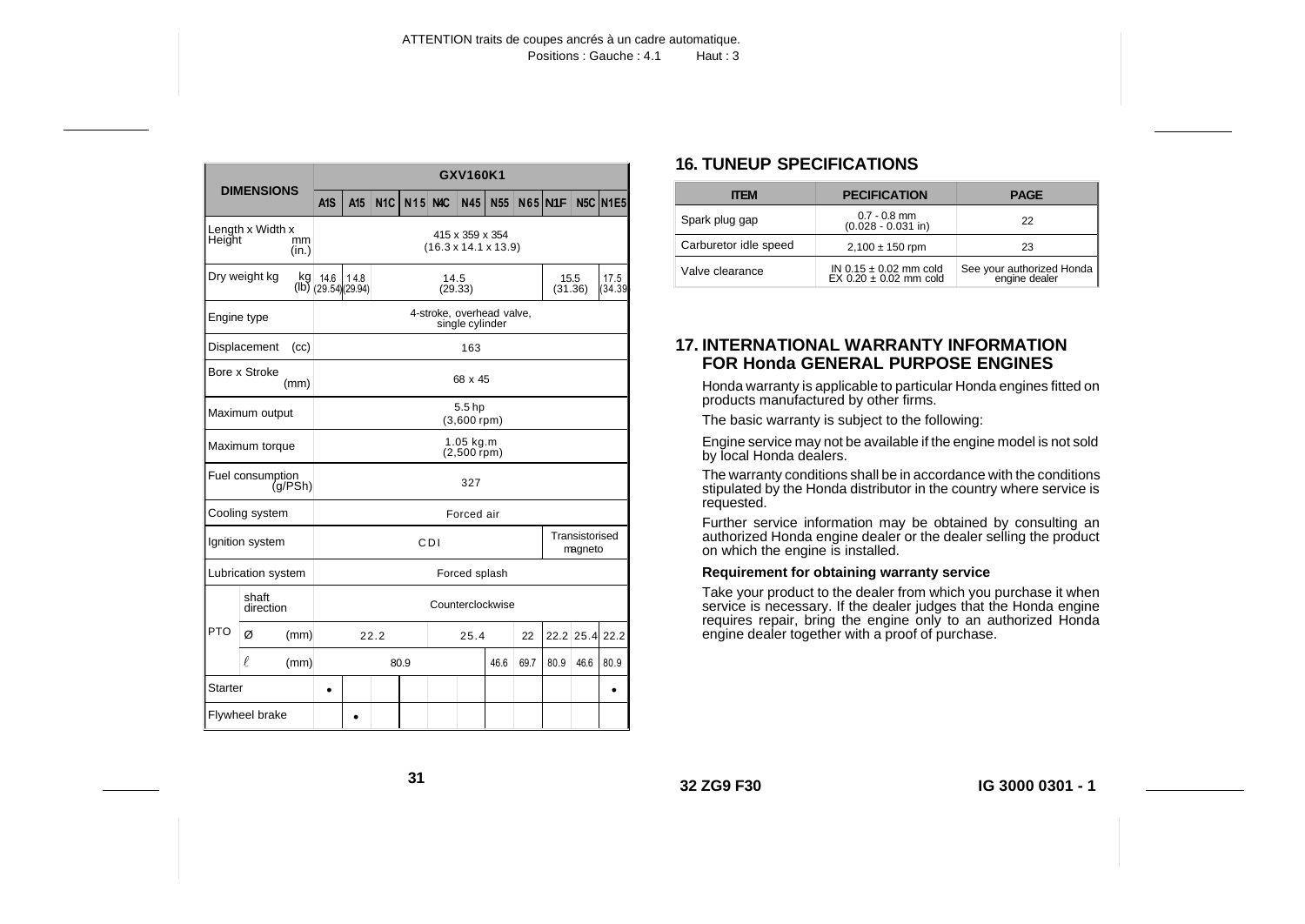| DIMENSIONS | GXV160K1 | | | | | | | | | | |
|---|---|---|---|---|---|---|---|---|---|---|---|
| | A1S | A15 | N1C | N15 | N4C | N45 | N55 | N65 | N1F | N5C | N1E5 |
| Length x Width x Height mm (in.) | 415 x 359 x 354 (16.3 x 14.1 x 13.9) | | | | | | | | | | |
| Dry weight kg kg (lb) | 14.6 (29.54) | 14.8 (29.94) | 14.5 (29.33) | | | | | | 15.5 (31.36) | | 17.5 (34.39) |
| Engine type | 4-stroke, overhead valve, single cylinder | | | | | | | | | | |
| Displacement (cc) | 163 | | | | | | | | | | |
| Bore x Stroke (mm) | 68 x 45 | | | | | | | | | | |
| Maximum output | 5.5 hp (3,600 rpm) | | | | | | | | | | |
| Maximum torque | 1.05 kg.m (2,500 rpm) | | | | | | | | | | |
| Fuel consumption (g/PSh) | 327 | | | | | | | | | | |
| Cooling system | Forced air | | | | | | | | | | |
| Ignition system | CDI | | | | | | | | Transistorised magneto | | |
| Lubrication system | Forced splash | | | | | | | | | | |
| PTO shaft direction | Counterclockwise | | | | | | | | | | |
| PTO Ø (mm) | 22.2 | | | | 25.4 | | | 22 | 22.2 | 25.4 | 22.2 |
| PTO ℓ (mm) | 80.9 | | | | | | 46.6 | 69.7 | 80.9 | 46.6 | 80.9 |
| Starter | • | | | | | | | | | | • |
| Flywheel brake | | • | | | | | | | | | |

## 16. TUNEUP SPECIFICATIONS

| ITEM | PECIFICATION | PAGE |
|---|---|---|
| Spark plug gap | 0.7 - 0.8 mm (0.028 - 0.031 in) | 22 |
| Carburetor idle speed | 2,100 ± 150 rpm | 23 |
| Valve clearance | IN 0.15 ± 0.02 mm cold EX 0.20 ± 0.02 mm cold | See your authorized Honda engine dealer |

## 17. INTERNATIONAL WARRANTY INFORMATION FOR Honda GENERAL PURPOSE ENGINES

Honda warranty is applicable to particular Honda engines fitted on products manufactured by other firms.

The basic warranty is subject to the following:

Engine service may not be available if the engine model is not sold by local Honda dealers.

The warranty conditions shall be in accordance with the conditions stipulated by the Honda distributor in the country where service is requested.

Further service information may be obtained by consulting an authorized Honda engine dealer or the dealer selling the product on which the engine is installed.

**Requirement for obtaining warranty service**

Take your product to the dealer from which you purchase it when service is necessary. If the dealer judges that the Honda engine requires repair, bring the engine only to an authorized Honda engine dealer together with a proof of purchase.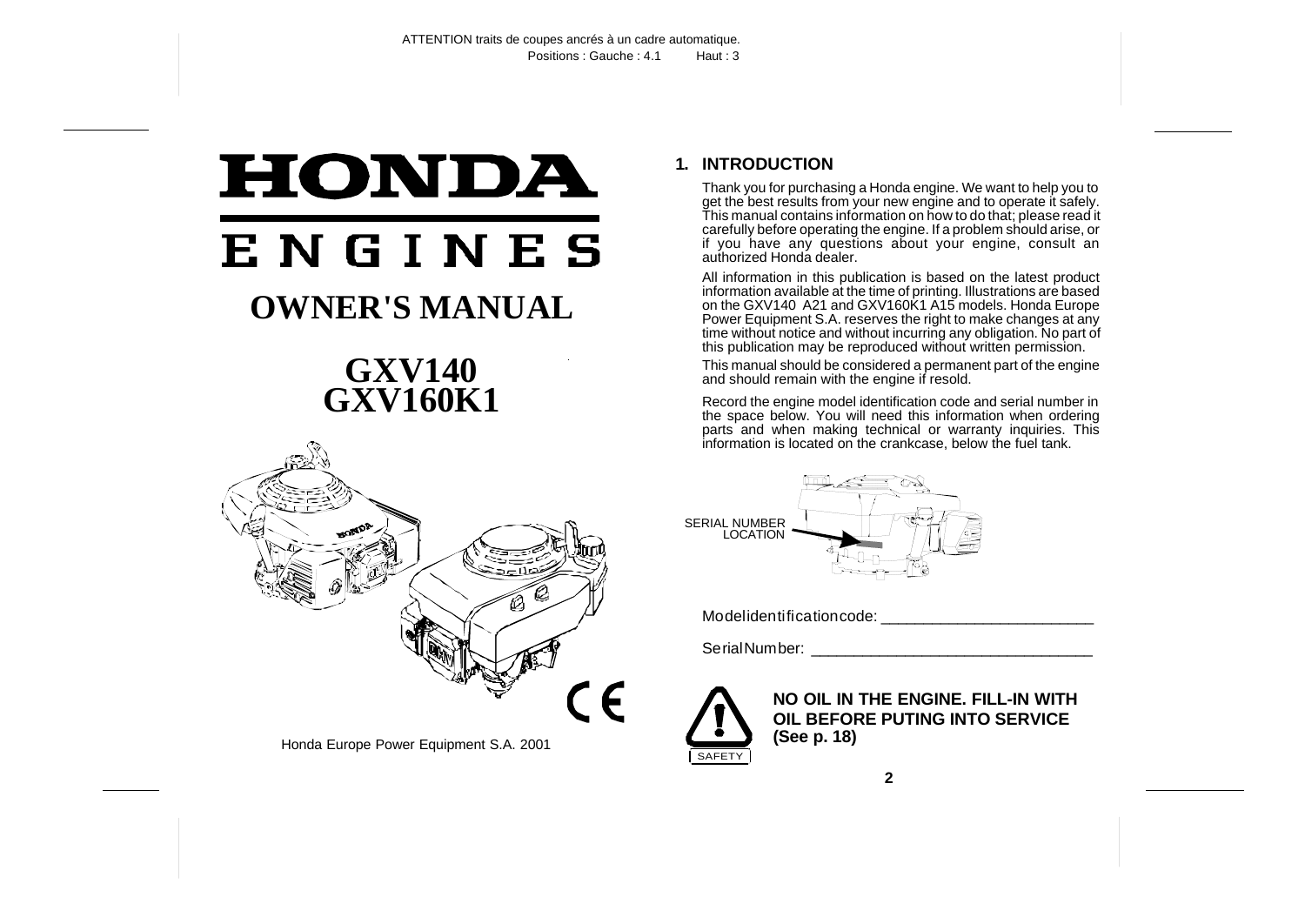ATTENTION traits de coupes ancrés à un cadre automatique.
Positions : Gauche : 4.1 Haut : 3

# HONDA ENGINES

# OWNER'S MANUAL

# GXV140
# GXV160K1

Honda Europe Power Equipment S.A. 2001

## 1. INTRODUCTION

Thank you for purchasing a Honda engine. We want to help you to get the best results from your new engine and to operate it safely. This manual contains information on how to do that; please read it carefully before operating the engine. If a problem should arise, or if you have any questions about your engine, consult an authorized Honda dealer.

All information in this publication is based on the latest product information available at the time of printing. Illustrations are based on the GXV140 A21 and GXV160K1 A15 models. Honda Europe Power Equipment S.A. reserves the right to make changes at any time without notice and without incurring any obligation. No part of this publication may be reproduced without written permission.

This manual should be considered a permanent part of the engine and should remain with the engine if resold.

Record the engine model identification code and serial number in the space below. You will need this information when ordering parts and when making technical or warranty inquiries. This information is located on the crankcase, below the fuel tank.

SERIAL NUMBER LOCATION

Model identification code: ________________________

Serial Number: ________________________________

SAFETY

**NO OIL IN THE ENGINE. FILL-IN WITH OIL BEFORE PUTING INTO SERVICE (See p. 18)**